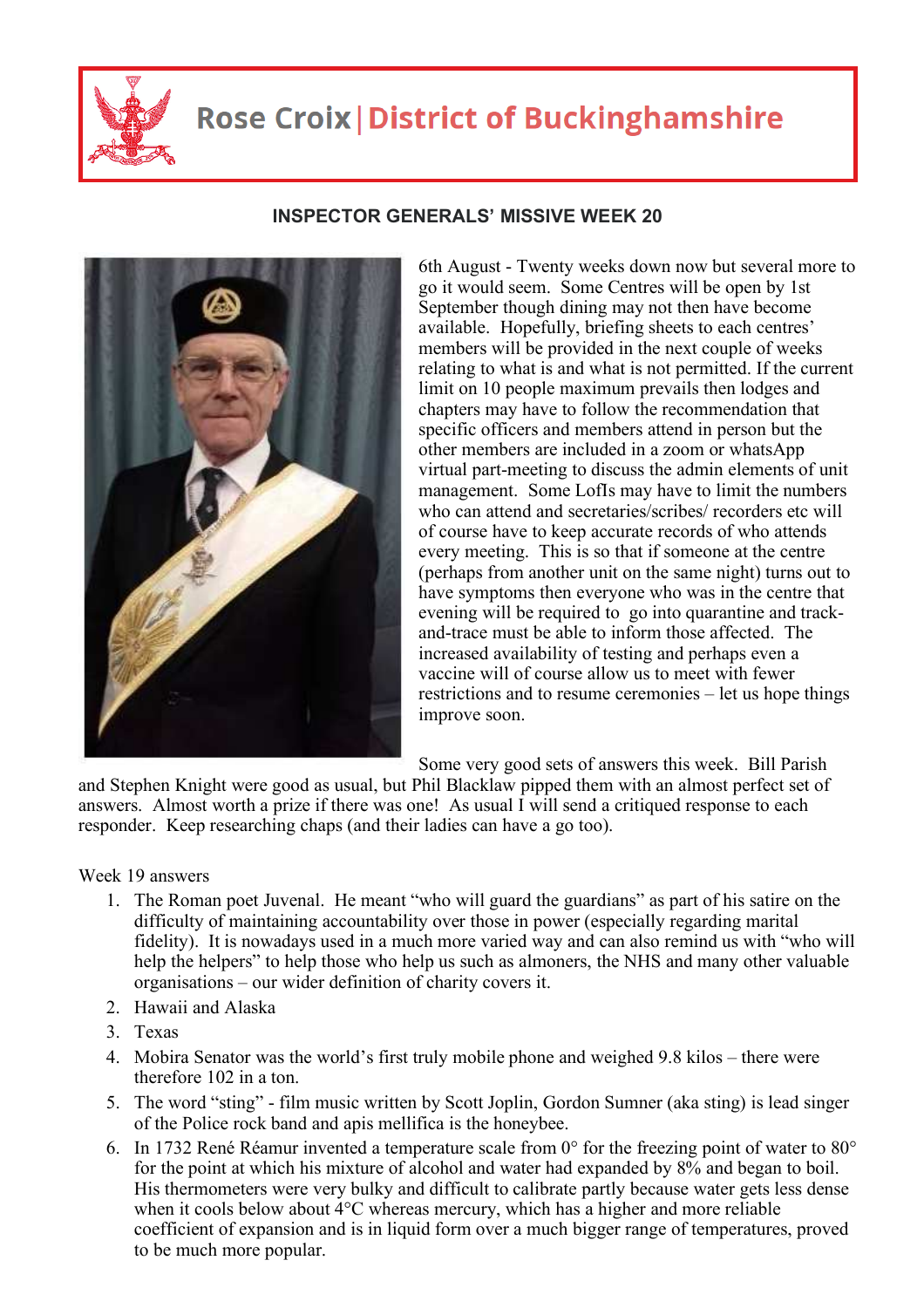# Rose Croix | District of Buckinghamshire

## INSPECTOR GENERALS' MISSIVE WEEK 20

6th August - Twenty weeks down now but several more to go it would seem. Some Centres will be open by 1st September though dining may not then have become available. Hopefully, briefing sheets to each centres' members will be provided in the next couple of weeks relating to what is and what is not permitted. If the current limit on 10 people maximum prevails then lodges and chapters may have to follow the recommendation that specific officers and members attend in person but the other members are included in a zoom or whatsApp virtual part-meeting to discuss the admin elements of unit management. Some LofIs may have to limit the numbers who can attend and secretaries/scribes/ recorders etc will of course have to keep accurate records of who attends every meeting. This is so that if someone at the centre (perhaps from another unit on the same night) turns out to have symptoms then everyone who was in the centre that evening will be required to go into quarantine and track-and-trace must be able to inform those affected. The increased availability of testing and perhaps even a vaccine will of course allow us to meet with fewer restrictions and to resume ceremonies – let us hope things improve soon.

Some very good sets of answers this week. Bill Parish and Stephen Knight were good as usual, but Phil Blacklaw pipped them with an almost perfect set of answers. Almost worth a prize if there was one! As usual I will send a critiqued response to each responder. Keep researching chaps (and their ladies can have a go too).

Week 19 answers

1. The Roman poet Juvenal. He meant "who will guard the guardians" as part of his satire on the difficulty of maintaining accountability over those in power (especially regarding marital fidelity). It is nowadays used in a much more varied way and can also remind us with "who will help the helpers" to help those who help us such as almoners, the NHS and many other valuable organisations – our wider definition of charity covers it.
2. Hawaii and Alaska
3. Texas
4. Mobira Senator was the world's first truly mobile phone and weighed 9.8 kilos – there were therefore 102 in a ton.
5. The word "sting" - film music written by Scott Joplin, Gordon Sumner (aka sting) is lead singer of the Police rock band and apis mellifica is the honeybee.
6. In 1732 René Réaumur invented a temperature scale from 0° for the freezing point of water to 80° for the point at which his mixture of alcohol and water had expanded by 8% and began to boil. His thermometers were very bulky and difficult to calibrate partly because water gets less dense when it cools below about 4°C whereas mercury, which has a higher and more reliable coefficient of expansion and is in liquid form over a much bigger range of temperatures, proved to be much more popular.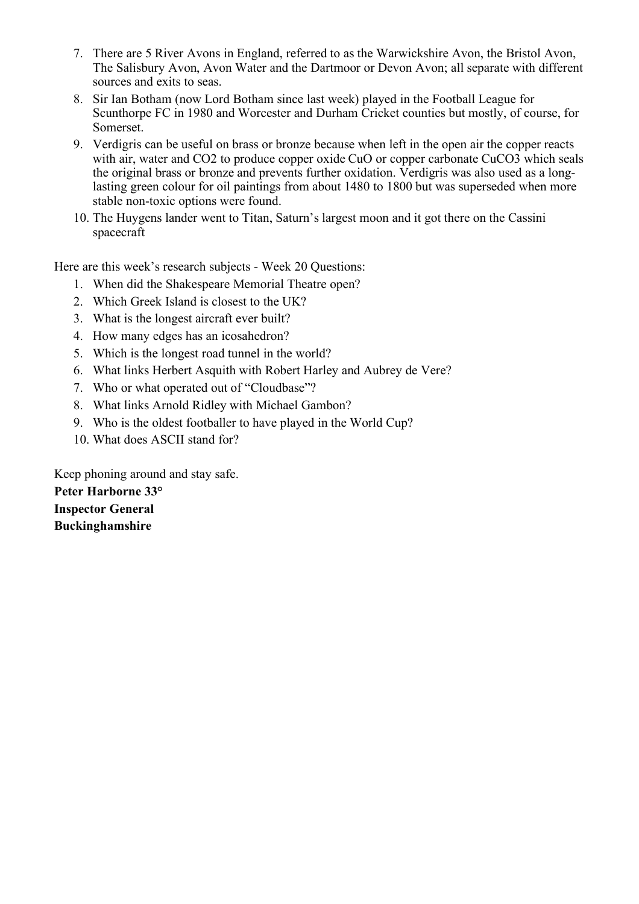7. There are 5 River Avons in England, referred to as the Warwickshire Avon, the Bristol Avon, The Salisbury Avon, Avon Water and the Dartmoor or Devon Avon; all separate with different sources and exits to seas.
8. Sir Ian Botham (now Lord Botham since last week) played in the Football League for Scunthorpe FC in 1980 and Worcester and Durham Cricket counties but mostly, of course, for Somerset.
9. Verdigris can be useful on brass or bronze because when left in the open air the copper reacts with air, water and $CO_2$ to produce copper oxide $CuO$ or copper carbonate $CuCO_3$ which seals the original brass or bronze and prevents further oxidation. Verdigris was also used as a long-lasting green colour for oil paintings from about 1480 to 1800 but was superseded when more stable non-toxic options were found.
10. The Huygens lander went to Titan, Saturn's largest moon and it got there on the Cassini spacecraft

Here are this week's research subjects - Week 20 Questions:

1. When did the Shakespeare Memorial Theatre open?
2. Which Greek Island is closest to the UK?
3. What is the longest aircraft ever built?
4. How many edges has an icosahedron?
5. Which is the longest road tunnel in the world?
6. What links Herbert Asquith with Robert Harley and Aubrey de Vere?
7. Who or what operated out of "Cloudbase"?
8. What links Arnold Ridley with Michael Gambon?
9. Who is the oldest footballer to have played in the World Cup?
10. What does ASCII stand for?

Keep phoning around and stay safe.

**Peter Harborne 33°**
**Inspector General**
**Buckinghamshire**